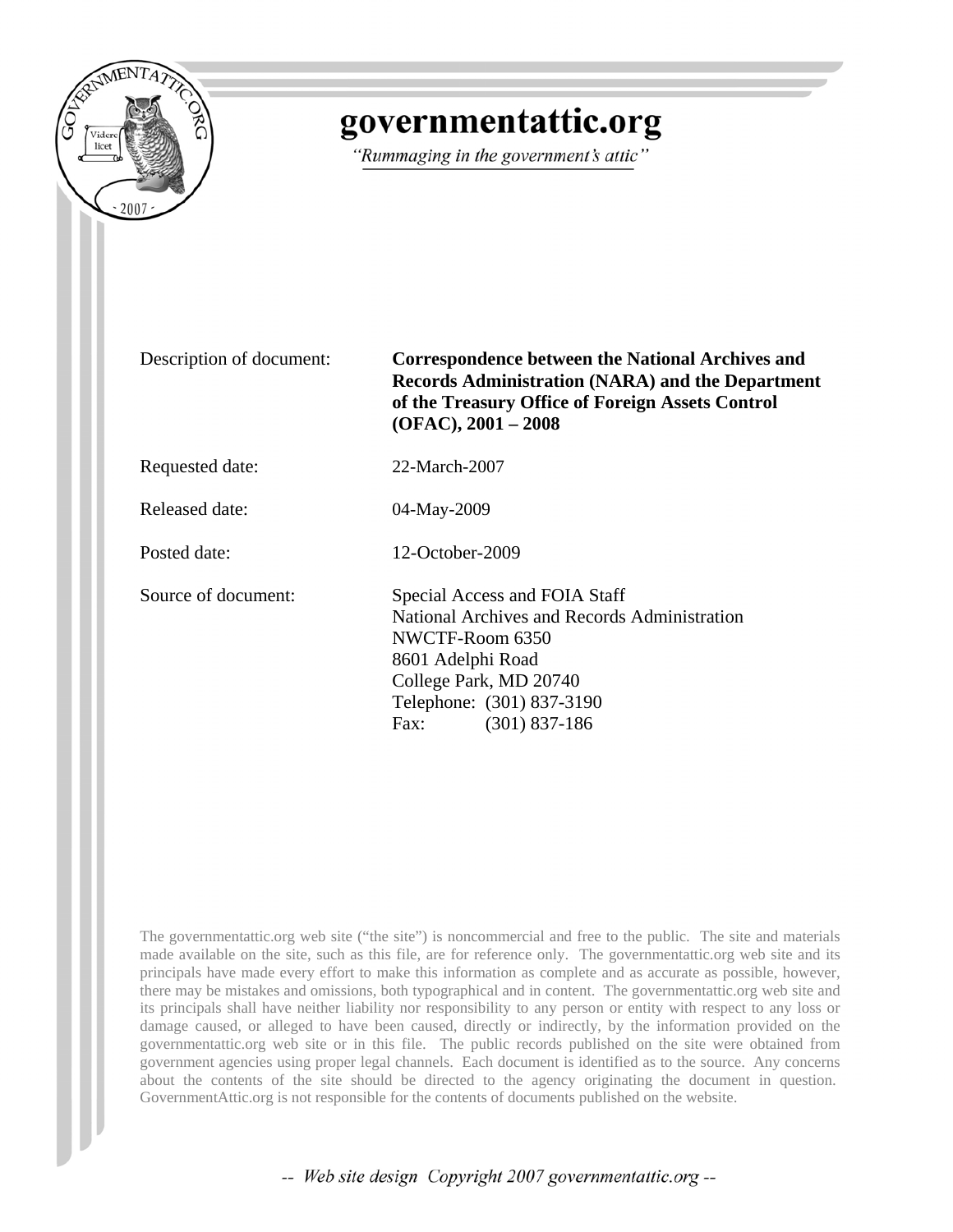# governmentattic.org

*"Rummaging in the government's attic"*

| | |
|---|---|
| Description of document: | **Correspondence between the National Archives and Records Administration (NARA) and the Department of the Treasury Office of Foreign Assets Control (OFAC), 2001 – 2008** |
| Requested date: | 22-March-2007 |
| Released date: | 04-May-2009 |
| Posted date: | 12-October-2009 |
| Source of document: | Special Access and FOIA Staff<br>National Archives and Records Administration<br>NWCTF-Room 6350<br>8601 Adelphi Road<br>College Park, MD 20740<br>Telephone: (301) 837-3190<br>Fax: (301) 837-186 |

The governmentattic.org web site ("the site") is noncommercial and free to the public. The site and materials made available on the site, such as this file, are for reference only. The governmentattic.org web site and its principals have made every effort to make this information as complete and as accurate as possible, however, there may be mistakes and omissions, both typographical and in content. The governmentattic.org web site and its principals shall have neither liability nor responsibility to any person or entity with respect to any loss or damage caused, or alleged to have been caused, directly or indirectly, by the information provided on the governmentattic.org web site or in this file. The public records published on the site were obtained from government agencies using proper legal channels. Each document is identified as to the source. Any concerns about the contents of the site should be directed to the agency originating the document in question. GovernmentAttic.org is not responsible for the contents of documents published on the website.

*-- Web site design Copyright 2007 governmentattic.org --*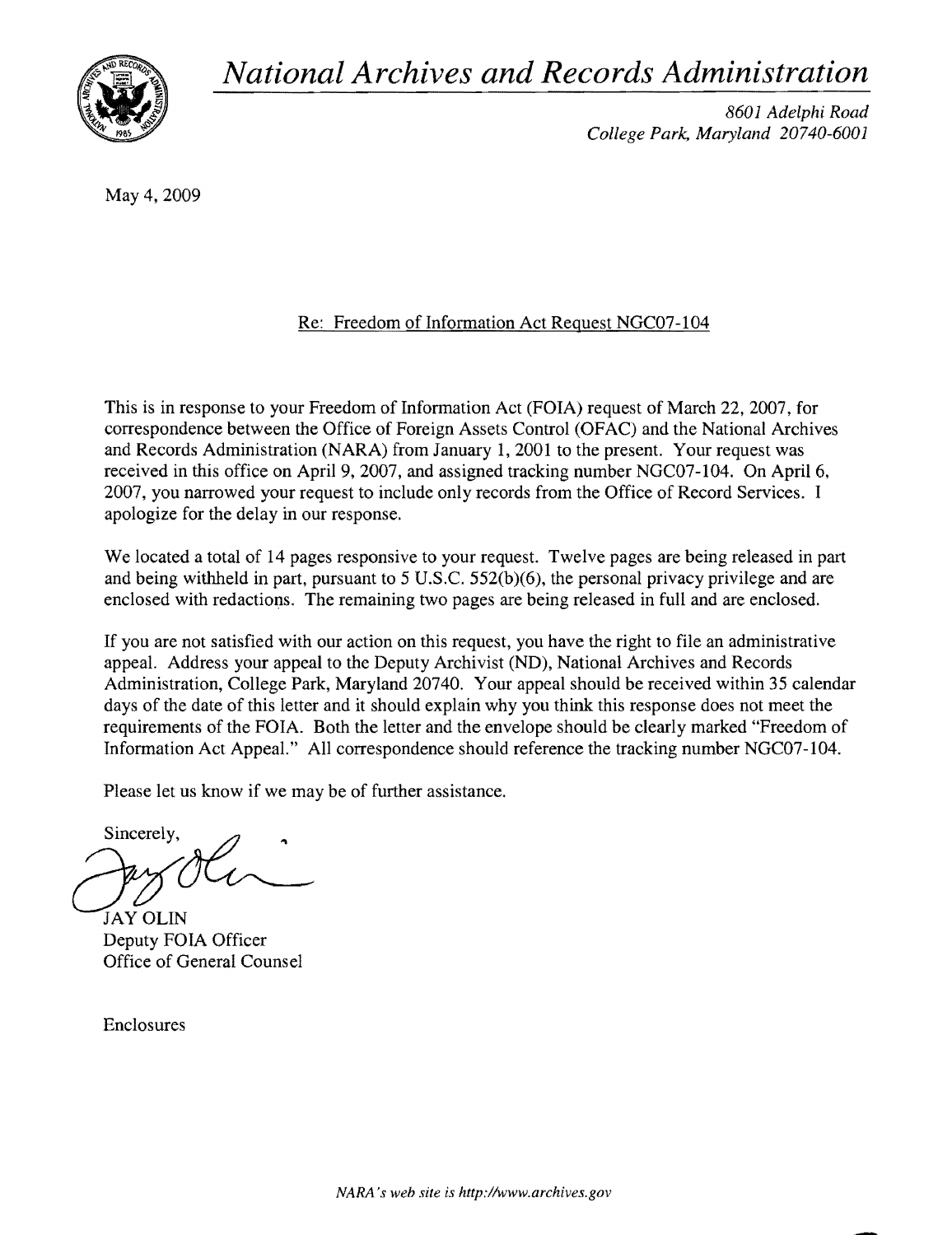# *National Archives and Records Administration*

*8601 Adelphi Road*
*College Park, Maryland 20740-6001*

May 4, 2009

Re: Freedom of Information Act Request NGC07-104

This is in response to your Freedom of Information Act (FOIA) request of March 22, 2007, for correspondence between the Office of Foreign Assets Control (OFAC) and the National Archives and Records Administration (NARA) from January 1, 2001 to the present. Your request was received in this office on April 9, 2007, and assigned tracking number NGC07-104. On April 6, 2007, you narrowed your request to include only records from the Office of Record Services. I apologize for the delay in our response.

We located a total of 14 pages responsive to your request. Twelve pages are being released in part and being withheld in part, pursuant to 5 U.S.C. 552(b)(6), the personal privacy privilege and are enclosed with redactions. The remaining two pages are being released in full and are enclosed.

If you are not satisfied with our action on this request, you have the right to file an administrative appeal. Address your appeal to the Deputy Archivist (ND), National Archives and Records Administration, College Park, Maryland 20740. Your appeal should be received within 35 calendar days of the date of this letter and it should explain why you think this response does not meet the requirements of the FOIA. Both the letter and the envelope should be clearly marked "Freedom of Information Act Appeal." All correspondence should reference the tracking number NGC07-104.

Please let us know if we may be of further assistance.

Sincerely,

JAY OLIN
Deputy FOIA Officer
Office of General Counsel

Enclosures

*NARA's web site is http://www.archives.gov*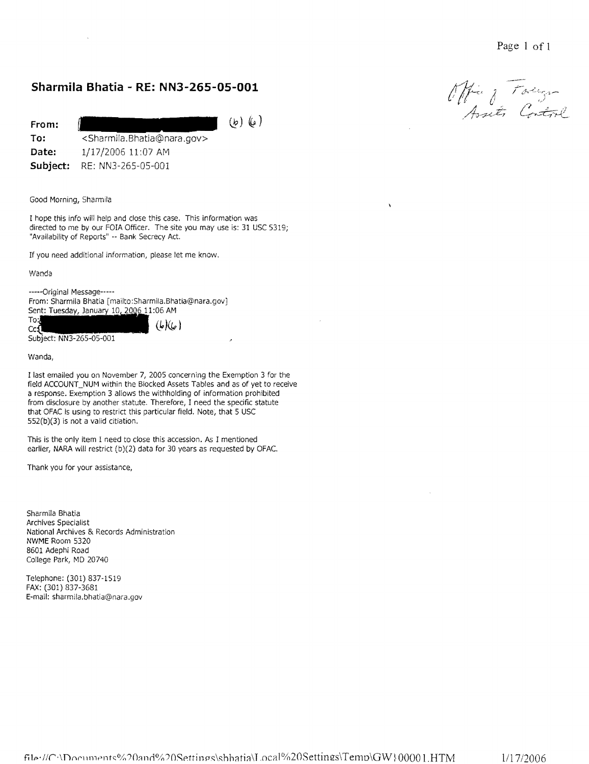## Sharmila Bhatia - RE: NN3-265-05-001

*Office of Foreign Assets Control*

**From:** [REDACTED] (b)(6)
**To:** <Sharmila.Bhatia@nara.gov>
**Date:** 1/17/2006 11:07 AM
**Subject:** RE: NN3-265-05-001

Good Morning, Sharmila

I hope this info will help and close this case. This information was directed to me by our FOIA Officer. The site you may use is: 31 USC 5319; "Availability of Reports" -- Bank Secrecy Act.

If you need additional information, please let me know.

Wanda

-----Original Message-----
From: Sharmila Bhatia [mailto:Sharmila.Bhatia@nara.gov]
Sent: Tuesday, January 10, 2006 11:06 AM
To: [REDACTED]
Cc: [REDACTED] (b)(6)
Subject: NN3-265-05-001

Wanda,

I last emailed you on November 7, 2005 concerning the Exemption 3 for the field ACCOUNT_NUM within the Blocked Assets Tables and as of yet to receive a response. Exemption 3 allows the withholding of information prohibited from disclosure by another statute. Therefore, I need the specific statute that OFAC is using to restrict this particular field. Note, that 5 USC 552(b)(3) is not a valid citiation.

This is the only item I need to close this accession. As I mentioned earlier, NARA will restrict (b)(2) data for 30 years as requested by OFAC.

Thank you for your assistance,

Sharmila Bhatia
Archives Specialist
National Archives & Records Administration
NWME Room 5320
8601 Adephi Road
College Park, MD 20740

Telephone: (301) 837-1519
FAX: (301) 837-3681
E-mail: sharmila.bhatia@nara.gov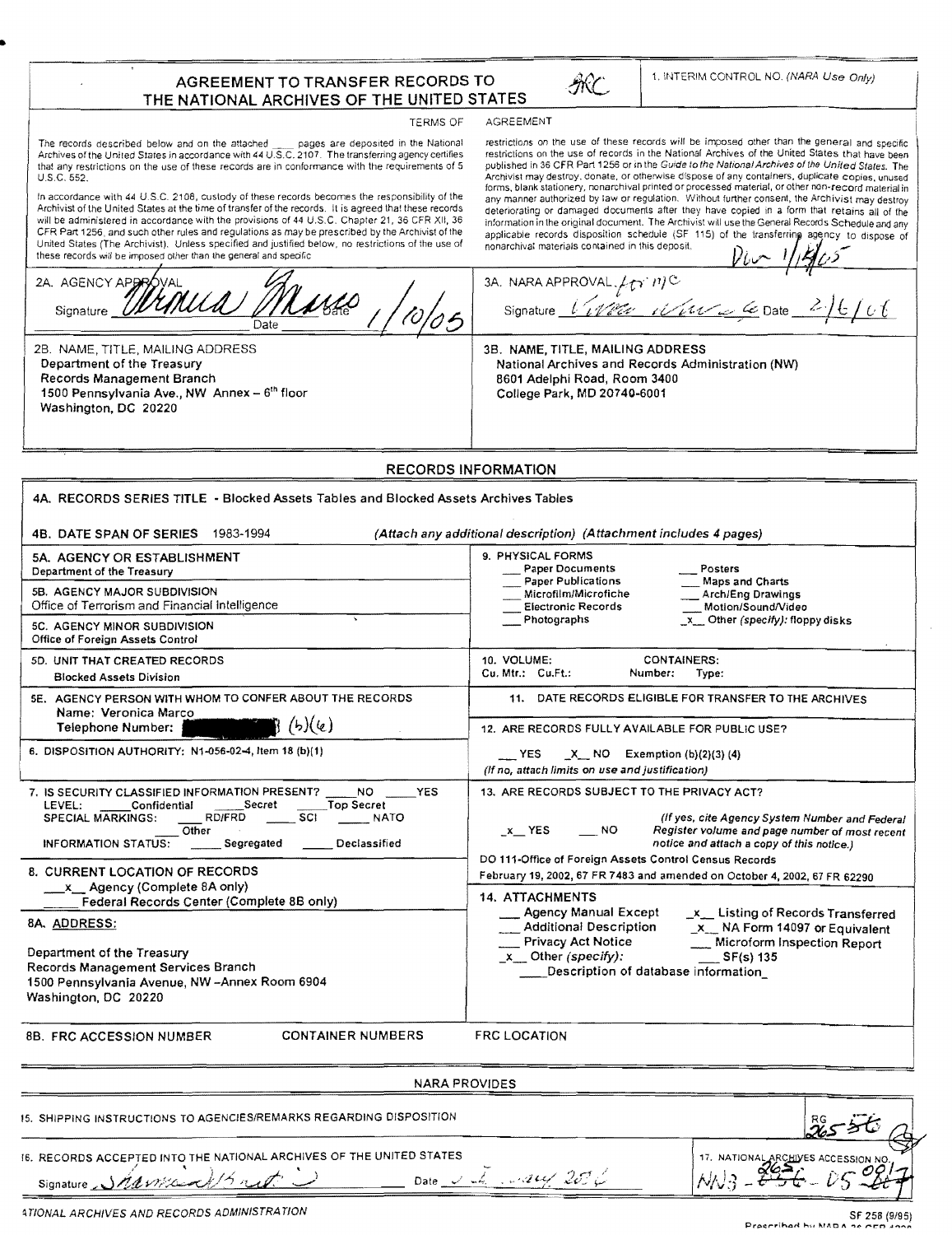# AGREEMENT TO TRANSFER RECORDS TO THE NATIONAL ARCHIVES OF THE UNITED STATES

RC

1. INTERIM CONTROL NO. *(NARA Use Only)*

## TERMS OF AGREEMENT

The records described below and on the attached ___ pages are deposited in the National Archives of the United States in accordance with 44 U.S.C. 2107. The transferring agency certifies that any restrictions on the use of these records are in conformance with the requirements of 5 U.S.C. 552.

In accordance with 44 U.S.C. 2108, custody of these records becomes the responsibility of the Archivist of the United States at the time of transfer of the records. It is agreed that these records will be administered in accordance with the provisions of 44 U.S.C. Chapter 21, 36 CFR XII, 36 CFR Part 1256, and such other rules and regulations as may be prescribed by the Archivist of the United States (The Archivist). Unless specified and justified below, no restrictions of the use of these records will be imposed other than the general and specific restrictions on the use of these records will be imposed other than the general and specific restrictions on the use of records in the National Archives of the United States that have been published in 36 CFR Part 1256 or in the *Guide to the National Archives of the United States*. The Archivist may destroy, donate, or otherwise dispose of any containers, duplicate copies, unused forms, blank stationery, nonarchival printed or processed material, or other non-record material in any manner authorized by law or regulation. Without further consent, the Archivist may destroy deteriorating or damaged documents after they have copied in a form that retains all of the information in the original document. The Archivist will use the General Records Schedule and any applicable records disposition schedule (SF 115) of the transferring agency to dispose of nonarchival materials contained in this deposit.

*[handwritten] 1/18/05*

| 2A. AGENCY APPROVAL | 3A. NARA APPROVAL *[handwritten]* |
|---|---|
| Signature *[signature]* Date *1/10/05* | Signature *[signature]* Date *2/6/06* |
| **2B. NAME, TITLE, MAILING ADDRESS** | **3B. NAME, TITLE, MAILING ADDRESS** |
| Department of the Treasury<br>Records Management Branch<br>1500 Pennsylvania Ave., NW Annex – 6th floor<br>Washington, DC 20220 | National Archives and Records Administration (NW)<br>8601 Adelphi Road, Room 3400<br>College Park, MD 20740-6001 |

## RECORDS INFORMATION

**4A. RECORDS SERIES TITLE** - Blocked Assets Tables and Blocked Assets Archives Tables

**4B. DATE SPAN OF SERIES** 1983-1994 *(Attach any additional description) (Attachment includes 4 pages)*

| | |
|---|---|
| **5A. AGENCY OR ESTABLISHMENT**<br>Department of the Treasury | **9. PHYSICAL FORMS**<br>___ Paper Documents ___ Posters<br>___ Paper Publications ___ Maps and Charts<br>___ Microfilm/Microfiche ___ Arch/Eng Drawings<br>___ Electronic Records ___ Motion/Sound/Video<br>___ Photographs _x_ Other *(specify)*: floppy disks |
| **5B. AGENCY MAJOR SUBDIVISION**<br>Office of Terrorism and Financial Intelligence | |
| **5C. AGENCY MINOR SUBDIVISION**<br>Office of Foreign Assets Control | |
| **5D. UNIT THAT CREATED RECORDS**<br>Blocked Assets Division | **10. VOLUME:** Cu. Mtr.: Cu.Ft.: **CONTAINERS:** Number: Type: |
| **5E. AGENCY PERSON WITH WHOM TO CONFER ABOUT THE RECORDS**<br>Name: Veronica Marco<br>Telephone Number: [redacted] (b)(6) | **11. DATE RECORDS ELIGIBLE FOR TRANSFER TO THE ARCHIVES** |
| | **12. ARE RECORDS FULLY AVAILABLE FOR PUBLIC USE?**<br>___ YES _X_ NO Exemption (b)(2)(3) (4)<br>*(If no, attach limits on use and justification)* |
| **6. DISPOSITION AUTHORITY:** N1-056-02-4, Item 18 (b)(1) | |
| **7. IS SECURITY CLASSIFIED INFORMATION PRESENT?** ___ NO ___ YES<br>LEVEL: ___ Confidential ___ Secret ___ Top Secret<br>SPECIAL MARKINGS: ___ RD/FRD ___ SCI ___ NATO ___ Other<br>INFORMATION STATUS: ___ Segregated ___ Declassified | **13. ARE RECORDS SUBJECT TO THE PRIVACY ACT?**<br>_x_ YES ___ NO *(If yes, cite Agency System Number and Federal Register volume and page number of most recent notice and attach a copy of this notice.)*<br>DO 111-Office of Foreign Assets Control Census Records<br>February 19, 2002, 67 FR 7483 and amended on October 4, 2002, 67 FR 62290 |
| **8. CURRENT LOCATION OF RECORDS**<br>_x_ Agency (Complete 8A only)<br>___ Federal Records Center (Complete 8B only) | **14. ATTACHMENTS**<br>___ Agency Manual Except _x_ Listing of Records Transferred<br>___ Additional Description _x_ NA Form 14097 or Equivalent<br>___ Privacy Act Notice ___ Microform Inspection Report<br>_x_ Other *(specify)*: ___ SF(s) 135<br>Description of database information |
| **8A. ADDRESS:**<br>Department of the Treasury<br>Records Management Services Branch<br>1500 Pennsylvania Avenue, NW –Annex Room 6904<br>Washington, DC 20220 | |
| **8B. FRC ACCESSION NUMBER** CONTAINER NUMBERS | FRC LOCATION |

## NARA PROVIDES

**15. SHIPPING INSTRUCTIONS TO AGENCIES/REMARKS REGARDING DISPOSITION**

RG *265*

**16. RECORDS ACCEPTED INTO THE NATIONAL ARCHIVES OF THE UNITED STATES**

Signature *[signature]* Date *[handwritten] 2006*

**17. NATIONAL ARCHIVES ACCESSION NO.** *NN3-265-05-001*

NATIONAL ARCHIVES AND RECORDS ADMINISTRATION

SF 258 (9/95)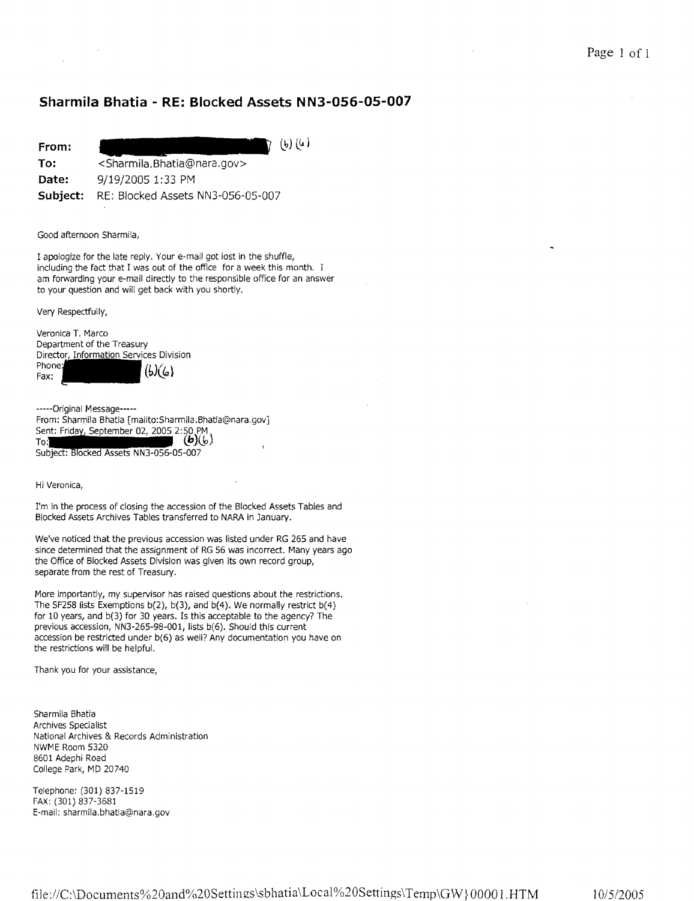# Sharmila Bhatia - RE: Blocked Assets NN3-056-05-007

**From:** [redacted] (b)(6)
**To:** <Sharmila.Bhatia@nara.gov>
**Date:** 9/19/2005 1:33 PM
**Subject:** RE: Blocked Assets NN3-056-05-007

Good afternoon Sharmila,

I apologize for the late reply. Your e-mail got lost in the shuffle, including the fact that I was out of the office for a week this month. I am forwarding your e-mail directly to the responsible office for an answer to your question and will get back with you shortly.

Very Respectfully,

Veronica T. Marco
Department of the Treasury
Director, Information Services Division
Phone: [redacted] (b)(6)
Fax: [redacted]

-----Original Message-----
From: Sharmila Bhatia [mailto:Sharmila.Bhatia@nara.gov]
Sent: Friday, September 02, 2005 2:50 PM
To: [redacted] (b)(6)
Subject: Blocked Assets NN3-056-05-007

Hi Veronica,

I'm in the process of closing the accession of the Blocked Assets Tables and Blocked Assets Archives Tables transferred to NARA in January.

We've noticed that the previous accession was listed under RG 265 and have since determined that the assignment of RG 56 was incorrect. Many years ago the Office of Blocked Assets Division was given its own record group, separate from the rest of Treasury.

More importantly, my supervisor has raised questions about the restrictions. The SF258 lists Exemptions b(2), b(3), and b(4). We normally restrict b(4) for 10 years, and b(3) for 30 years. Is this acceptable to the agency? The previous accession, NN3-265-98-001, lists b(6). Should this current accession be restricted under b(6) as well? Any documentation you have on the restrictions will be helpful.

Thank you for your assistance,

Sharmila Bhatia
Archives Specialist
National Archives & Records Administration
NWME Room 5320
8601 Adephi Road
College Park, MD 20740

Telephone: (301) 837-1519
FAX: (301) 837-3681
E-mail: sharmila.bhatia@nara.gov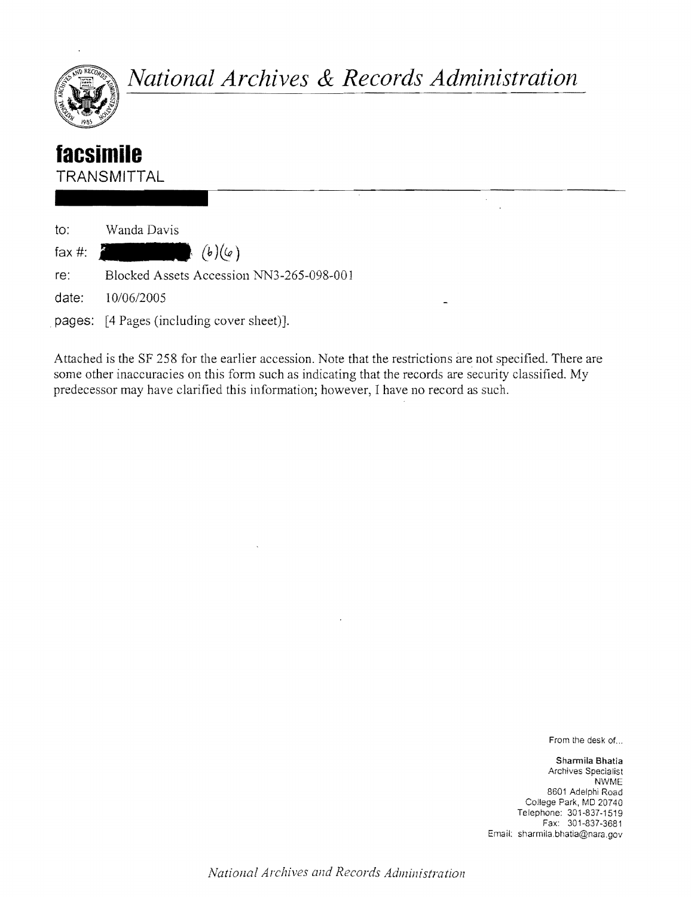# *National Archives & Records Administration*

## **facsimile**

TRANSMITTAL

to: Wanda Davis

fax #: (b)(6)

re: Blocked Assets Accession NN3-265-098-001

date: 10/06/2005

pages: [4 Pages (including cover sheet)].

Attached is the SF 258 for the earlier accession. Note that the restrictions are not specified. There are some other inaccuracies on this form such as indicating that the records are security classified. My predecessor may have clarified this information; however, I have no record as such.

From the desk of...

**Sharmila Bhatia**
Archives Specialist
NWME
8601 Adelphi Road
College Park, MD 20740
Telephone: 301-837-1519
Fax: 301-837-3681
Email: sharmila.bhatia@nara.gov

*National Archives and Records Administration*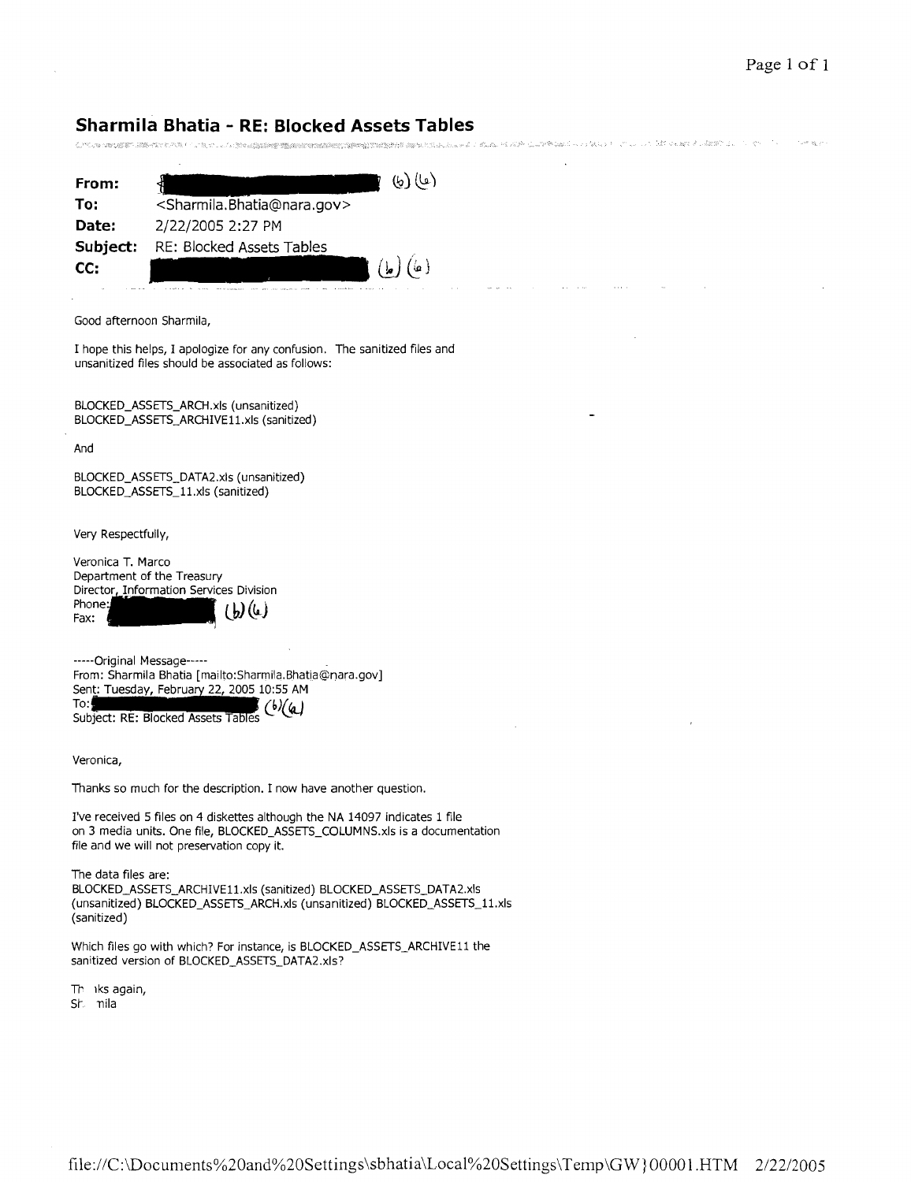## Sharmila Bhatia - RE: Blocked Assets Tables

**From:** (b)(6)
**To:** <Sharmila.Bhatia@nara.gov>
**Date:** 2/22/2005 2:27 PM
**Subject:** RE: Blocked Assets Tables
**CC:** (b)(6)

Good afternoon Sharmila,

I hope this helps, I apologize for any confusion. The sanitized files and unsanitized files should be associated as follows:

BLOCKED_ASSETS_ARCH.xls (unsanitized)
BLOCKED_ASSETS_ARCHIVE11.xls (sanitized)

And

BLOCKED_ASSETS_DATA2.xls (unsanitized)
BLOCKED_ASSETS_11.xls (sanitized)

Very Respectfully,

Veronica T. Marco
Department of the Treasury
Director, Information Services Division
Phone: (b)(6)
Fax:

-----Original Message-----
From: Sharmila Bhatia [mailto:Sharmila.Bhatia@nara.gov]
Sent: Tuesday, February 22, 2005 10:55 AM
To: (b)(6)
Subject: RE: Blocked Assets Tables

Veronica,

Thanks so much for the description. I now have another question.

I've received 5 files on 4 diskettes although the NA 14097 indicates 1 file on 3 media units. One file, BLOCKED_ASSETS_COLUMNS.xls is a documentation file and we will not preservation copy it.

The data files are:
BLOCKED_ASSETS_ARCHIVE11.xls (sanitized) BLOCKED_ASSETS_DATA2.xls (unsanitized) BLOCKED_ASSETS_ARCH.xls (unsanitized) BLOCKED_ASSETS_11.xls (sanitized)

Which files go with which? For instance, is BLOCKED_ASSETS_ARCHIVE11 the sanitized version of BLOCKED_ASSETS_DATA2.xls?

Thanks again,
Sharmila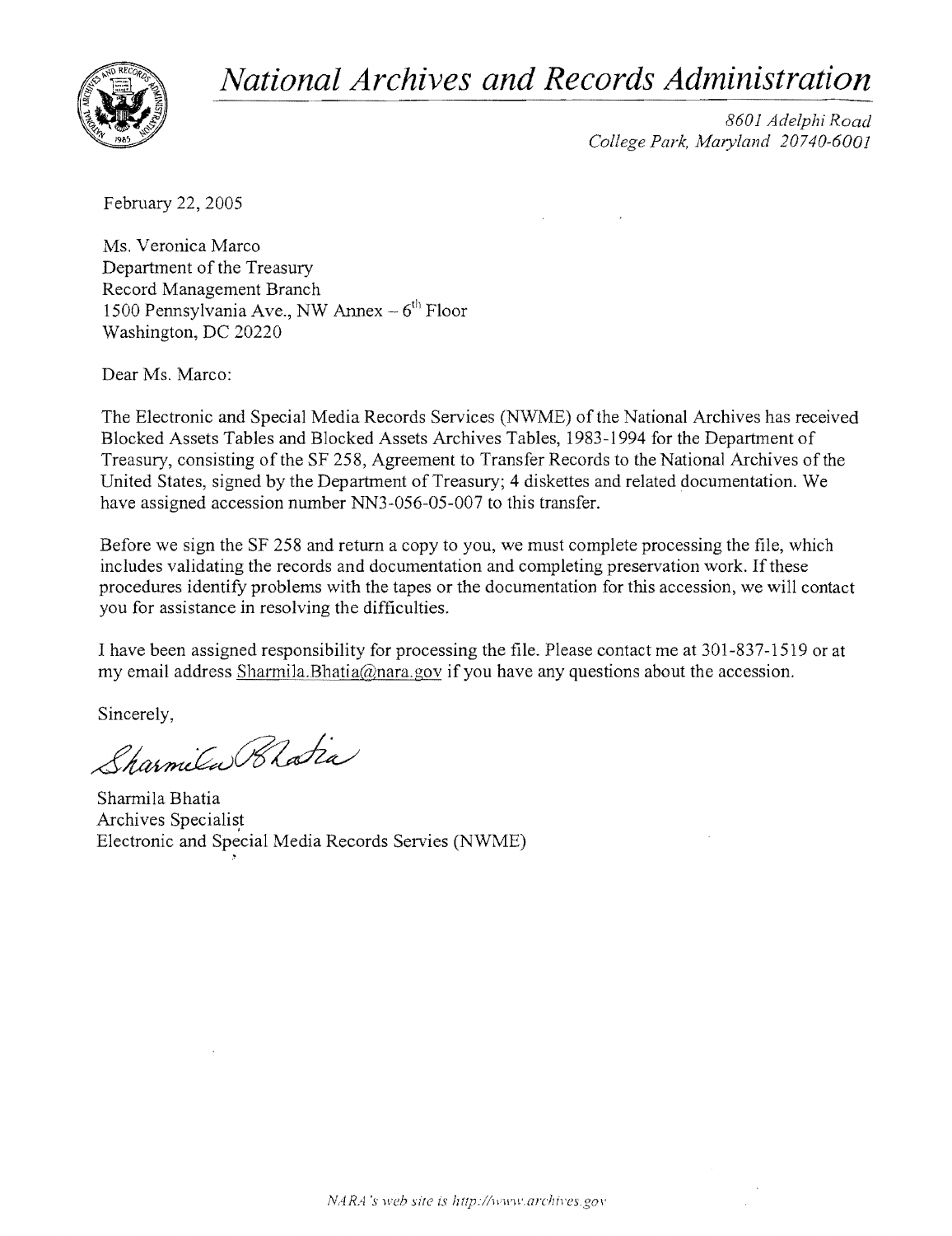# *National Archives and Records Administration*

*8601 Adelphi Road*
*College Park, Maryland 20740-6001*

February 22, 2005

Ms. Veronica Marco
Department of the Treasury
Record Management Branch
1500 Pennsylvania Ave., NW Annex – 6th Floor
Washington, DC 20220

Dear Ms. Marco:

The Electronic and Special Media Records Services (NWME) of the National Archives has received Blocked Assets Tables and Blocked Assets Archives Tables, 1983-1994 for the Department of Treasury, consisting of the SF 258, Agreement to Transfer Records to the National Archives of the United States, signed by the Department of Treasury; 4 diskettes and related documentation. We have assigned accession number NN3-056-05-007 to this transfer.

Before we sign the SF 258 and return a copy to you, we must complete processing the file, which includes validating the records and documentation and completing preservation work. If these procedures identify problems with the tapes or the documentation for this accession, we will contact you for assistance in resolving the difficulties.

I have been assigned responsibility for processing the file. Please contact me at 301-837-1519 or at my email address Sharmila.Bhatia@nara.gov if you have any questions about the accession.

Sincerely,

Sharmila Bhatia

Sharmila Bhatia
Archives Specialist
Electronic and Special Media Records Servies (NWME)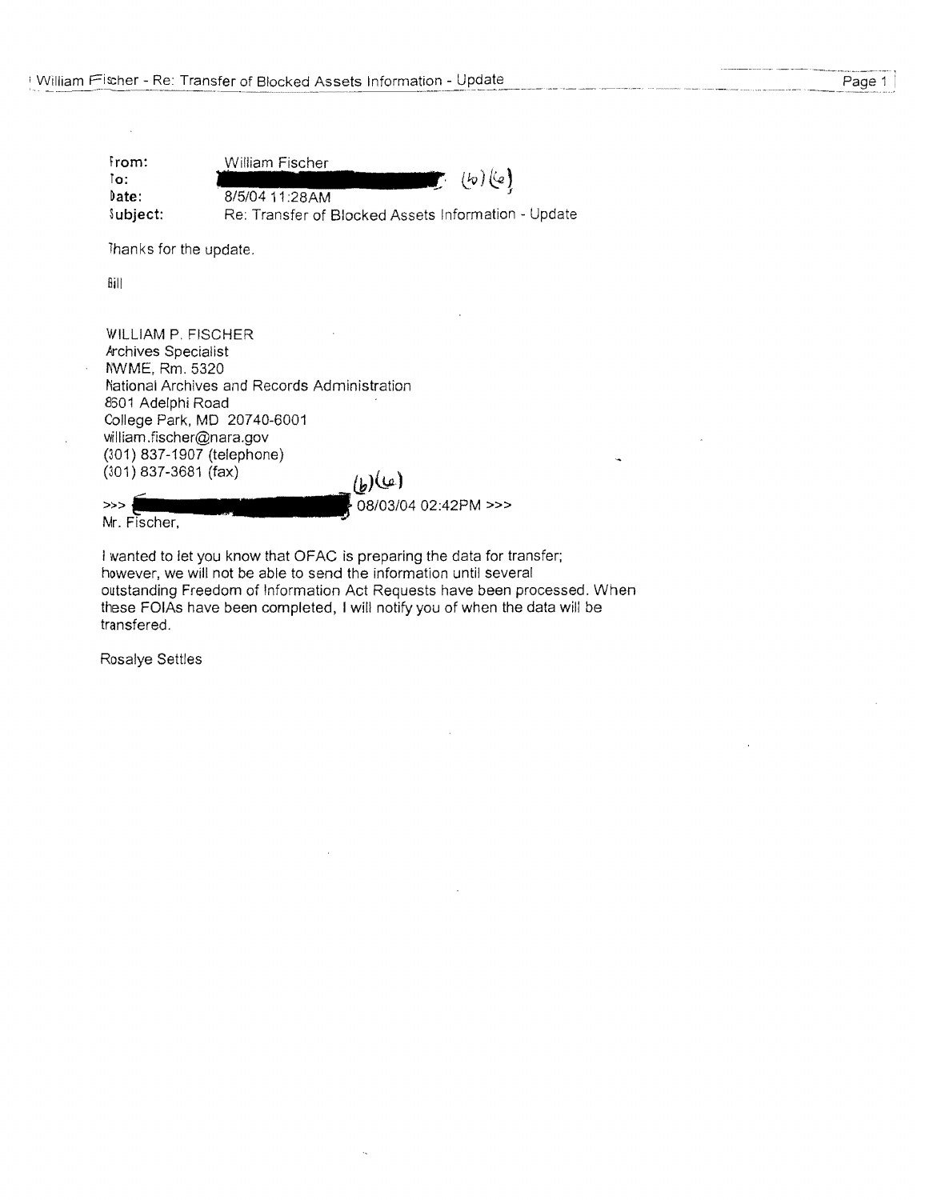**From:** William Fischer
**To:** ██████████ (b)(6)
**Date:** 8/5/04 11:28AM
**Subject:** Re: Transfer of Blocked Assets Information - Update

Thanks for the update.

Bill

WILLIAM P. FISCHER
Archives Specialist
NWME, Rm. 5320
National Archives and Records Administration
8601 Adelphi Road
College Park, MD 20740-6001
william.fischer@nara.gov
(301) 837-1907 (telephone)
(301) 837-3681 (fax)

>>> ██████████ (b)(6) 08/03/04 02:42PM >>>
Mr. Fischer,

I wanted to let you know that OFAC is preparing the data for transfer; however, we will not be able to send the information until several outstanding Freedom of Information Act Requests have been processed. When these FOIAs have been completed, I will notify you of when the data will be transfered.

Rosalye Settles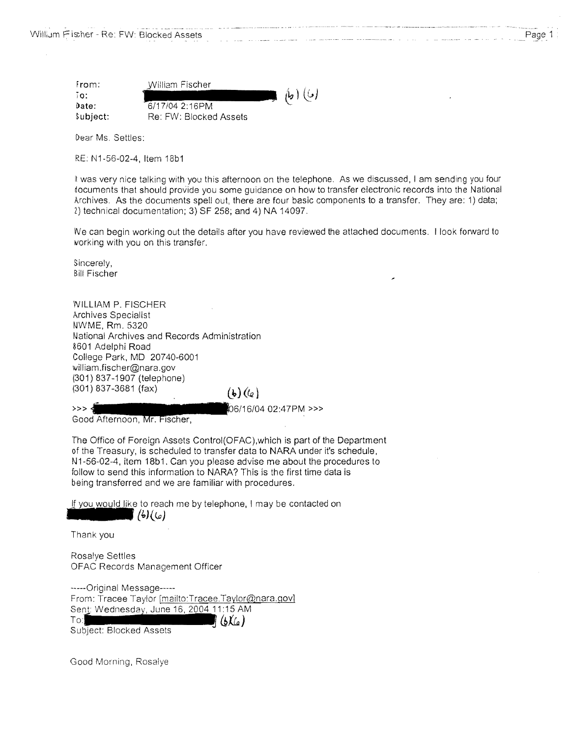| | |
|---|---|
| From: | William Fischer |
| To: | ████████████ (b) (6) |
| Date: | 6/17/04 2:16PM |
| Subject: | Re: FW: Blocked Assets |

Dear Ms. Settles:

RE: N1-56-02-4, Item 18b1

It was very nice talking with you this afternoon on the telephone. As we discussed, I am sending you four documents that should provide you some guidance on how to transfer electronic records into the National Archives. As the documents spell out, there are four basic components to a transfer. They are: 1) data; 2) technical documentation; 3) SF 258; and 4) NA 14097.

We can begin working out the details after you have reviewed the attached documents. I look forward to working with you on this transfer.

Sincerely,
Bill Fischer

WILLIAM P. FISCHER
Archives Specialist
NWME, Rm. 5320
National Archives and Records Administration
8601 Adelphi Road
College Park, MD 20740-6001
william.fischer@nara.gov
(301) 837-1907 (telephone)
(301) 837-3681 (fax)

(b) (6)

>>> ████████████ 06/16/04 02:47PM >>>
Good Afternoon, Mr. Fischer,

The Office of Foreign Assets Control(OFAC),which is part of the Department of the Treasury, is scheduled to transfer data to NARA under it's schedule, N1-56-02-4, item 18b1. Can you please advise me about the procedures to follow to send this information to NARA? This is the first time data is being transferred and we are familiar with procedures.

If you would like to reach me by telephone, I may be contacted on ████████ (b)(6)

Thank you

Rosalye Settles
OFAC Records Management Officer

-----Original Message-----
From: Tracee Taylor [mailto:Tracee.Taylor@nara.gov]
Sent: Wednesday, June 16, 2004 11:15 AM
To: ████████████ (b)(6)
Subject: Blocked Assets

Good Morning, Rosalye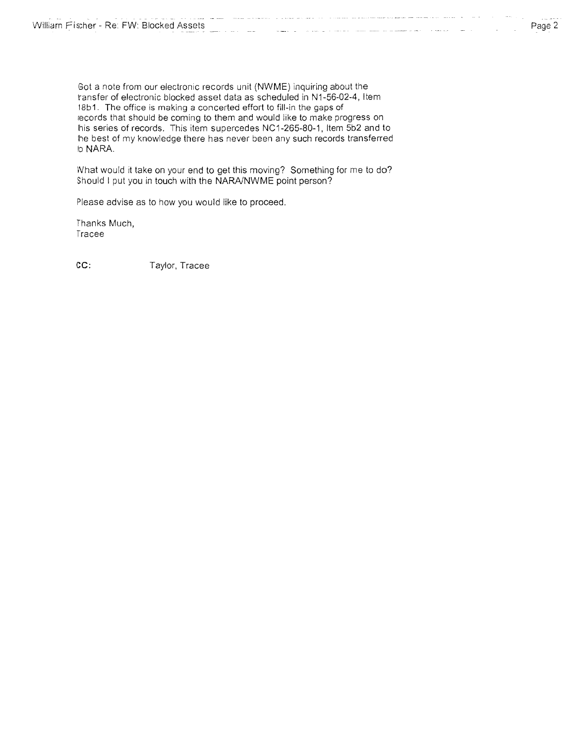Got a note from our electronic records unit (NWME) inquiring about the transfer of electronic blocked asset data as scheduled in N1-56-02-4, Item 18b1. The office is making a concerted effort to fill-in the gaps of records that should be coming to them and would like to make progress on this series of records. This item supercedes NC1-265-80-1, Item 5b2 and to the best of my knowledge there has never been any such records transferred to NARA.

What would it take on your end to get this moving? Something for me to do? Should I put you in touch with the NARA/NWME point person?

Please advise as to how you would like to proceed.

Thanks Much,
Tracee

CC: Taylor, Tracee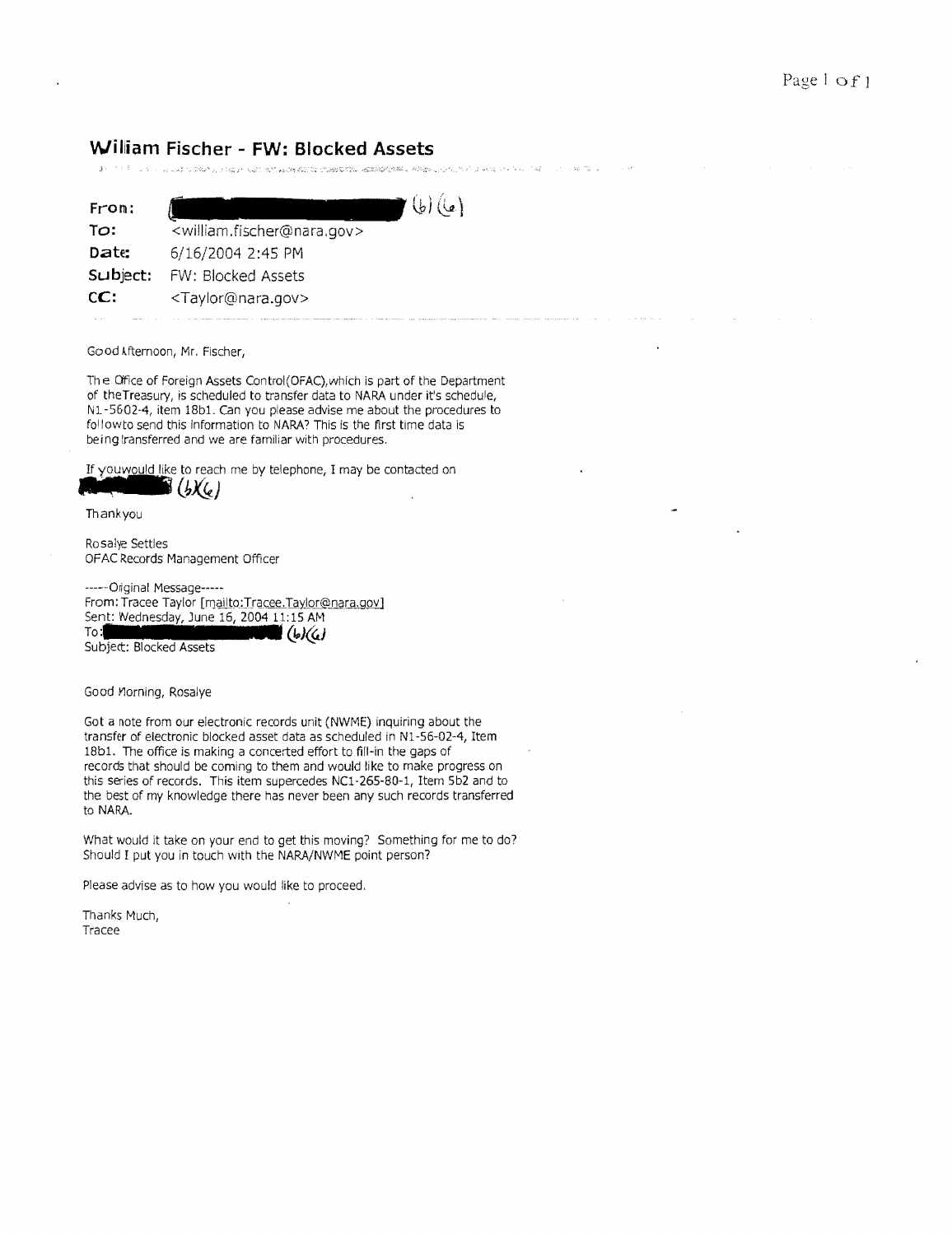## William Fischer - FW: Blocked Assets

**From:** (b)(6)
**To:** <william.fischer@nara.gov>
**Date:** 6/16/2004 2:45 PM
**Subject:** FW: Blocked Assets
**CC:** <Taylor@nara.gov>

Good Afternoon, Mr. Fischer,

The Office of Foreign Assets Control(OFAC),which is part of the Department of theTreasury, is scheduled to transfer data to NARA under it's schedule, N1-5602-4, item 18b1. Can you please advise me about the procedures to followto send this information to NARA? This is the first time data is being transferred and we are familiar with procedures.

If youwould like to reach me by telephone, I may be contacted on (b)(6)

Thankyou

Rosalye Settles
OFAC Records Management Officer

-----Original Message-----
From: Tracee Taylor [mailto:Tracee.Taylor@nara.gov]
Sent: Wednesday, June 16, 2004 11:15 AM
To: (b)(6)
Subject: Blocked Assets

Good Morning, Rosalye

Got a note from our electronic records unit (NWME) inquiring about the transfer of electronic blocked asset data as scheduled in N1-56-02-4, Item 18b1. The office is making a concerted effort to fill-in the gaps of records that should be coming to them and would like to make progress on this series of records. This item supercedes NC1-265-80-1, Item 5b2 and to the best of my knowledge there has never been any such records transferred to NARA.

What would it take on your end to get this moving? Something for me to do? Should I put you in touch with the NARA/NWME point person?

Please advise as to how you would like to proceed.

Thanks Much,
Tracee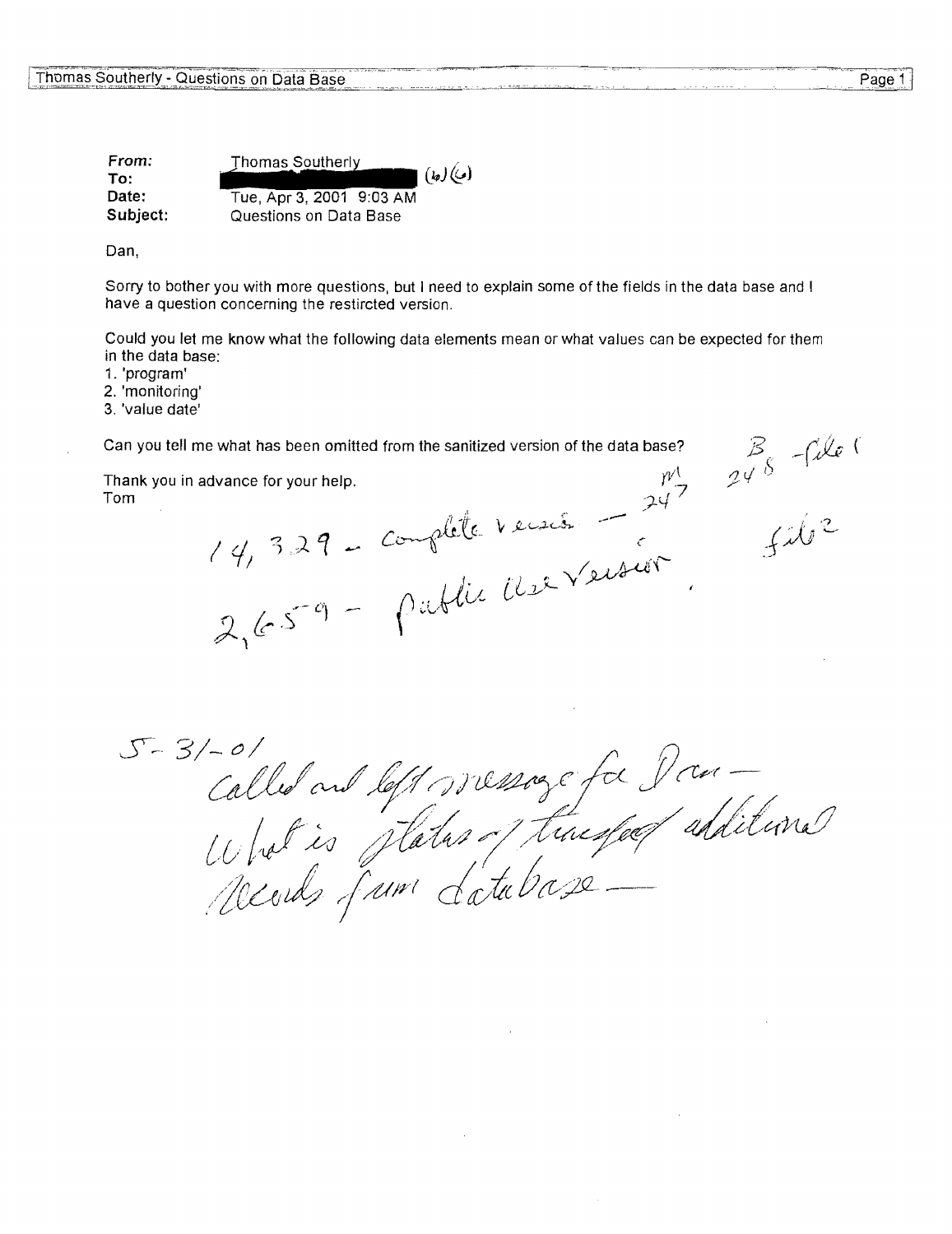**From:** Thomas Southerly
**To:** [redacted] (b)(6)
**Date:** Tue, Apr 3, 2001 9:03 AM
**Subject:** Questions on Data Base

Dan,

Sorry to bother you with more questions, but I need to explain some of the fields in the data base and I have a question concerning the restircted version.

Could you let me know what the following data elements mean or what values can be expected for them in the data base:

1. 'program'
2. 'monitoring'
3. 'value date'

Can you tell me what has been omitted from the sanitized version of the data base?

Thank you in advance for your help.
Tom

*[Handwritten notes:]*

B – 248 – file 1

M – 247 – file 2

14,329 – complete version

2,659 – public use version

5-31-01
Called and left message for Dan – What is status of transfer of additional records from database –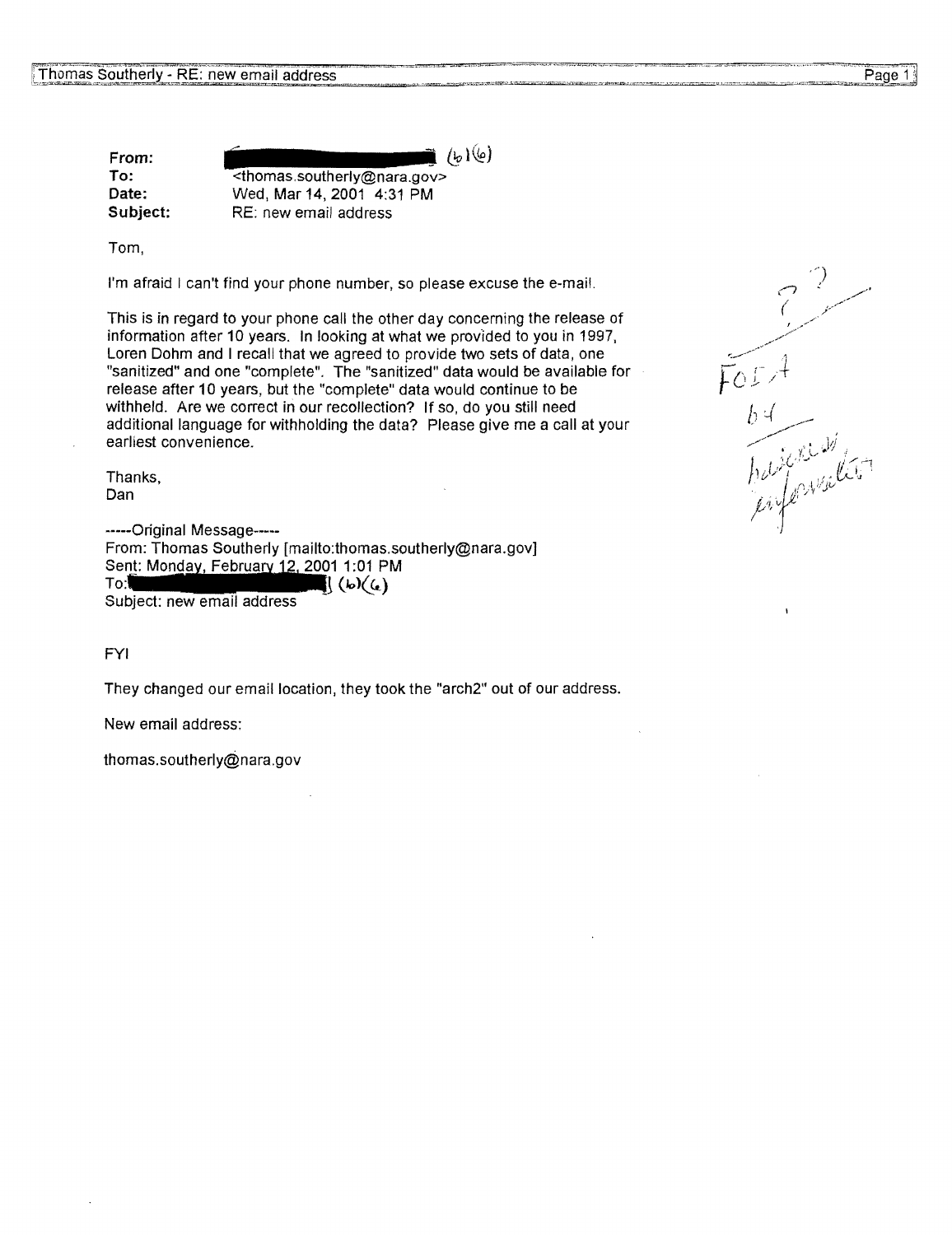**From:** ██████████ (b)(6)
**To:** <thomas.southerly@nara.gov>
**Date:** Wed, Mar 14, 2001 4:31 PM
**Subject:** RE: new email address

Tom,

I'm afraid I can't find your phone number, so please excuse the e-mail.

This is in regard to your phone call the other day concerning the release of information after 10 years. In looking at what we provided to you in 1997, Loren Dohm and I recall that we agreed to provide two sets of data, one "sanitized" and one "complete". The "sanitized" data would be available for release after 10 years, but the "complete" data would continue to be withheld. Are we correct in our recollection? If so, do you still need additional language for withholding the data? Please give me a call at your earliest convenience.

Thanks,
Dan

-----Original Message-----
From: Thomas Southerly [mailto:thomas.southerly@nara.gov]
Sent: Monday, February 12, 2001 1:01 PM
To: ██████████ (b)(6)
Subject: new email address

FYI

They changed our email location, they took the "arch2" out of our address.

New email address:

thomas.southerly@nara.gov

??
FOIA
b4
business information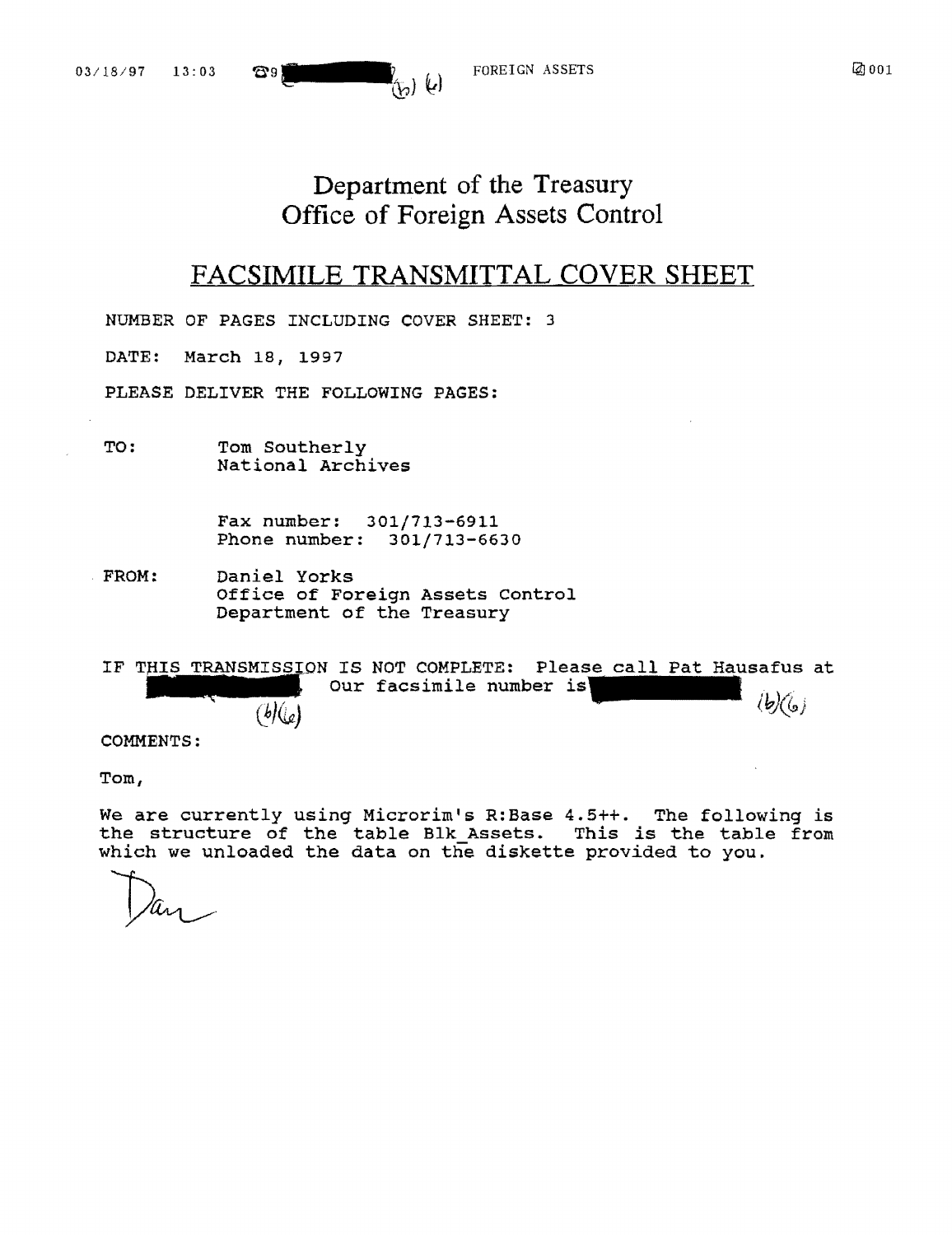03/18/97 13:03 ☎9 (b)(6) FOREIGN ASSETS 001

# Department of the Treasury
# Office of Foreign Assets Control

## FACSIMILE TRANSMITTAL COVER SHEET

NUMBER OF PAGES INCLUDING COVER SHEET: 3

DATE: March 18, 1997

PLEASE DELIVER THE FOLLOWING PAGES:

TO: Tom Southerly
National Archives

Fax number: 301/713-6911
Phone number: 301/713-6630

FROM: Daniel Yorks
Office of Foreign Assets Control
Department of the Treasury

IF THIS TRANSMISSION IS NOT COMPLETE: Please call Pat Hausafus at (b)(6). Our facsimile number is (b)(6)

COMMENTS:

Tom,

We are currently using Microrim's R:Base 4.5++. The following is the structure of the table Blk_Assets. This is the table from which we unloaded the data on the diskette provided to you.

Dan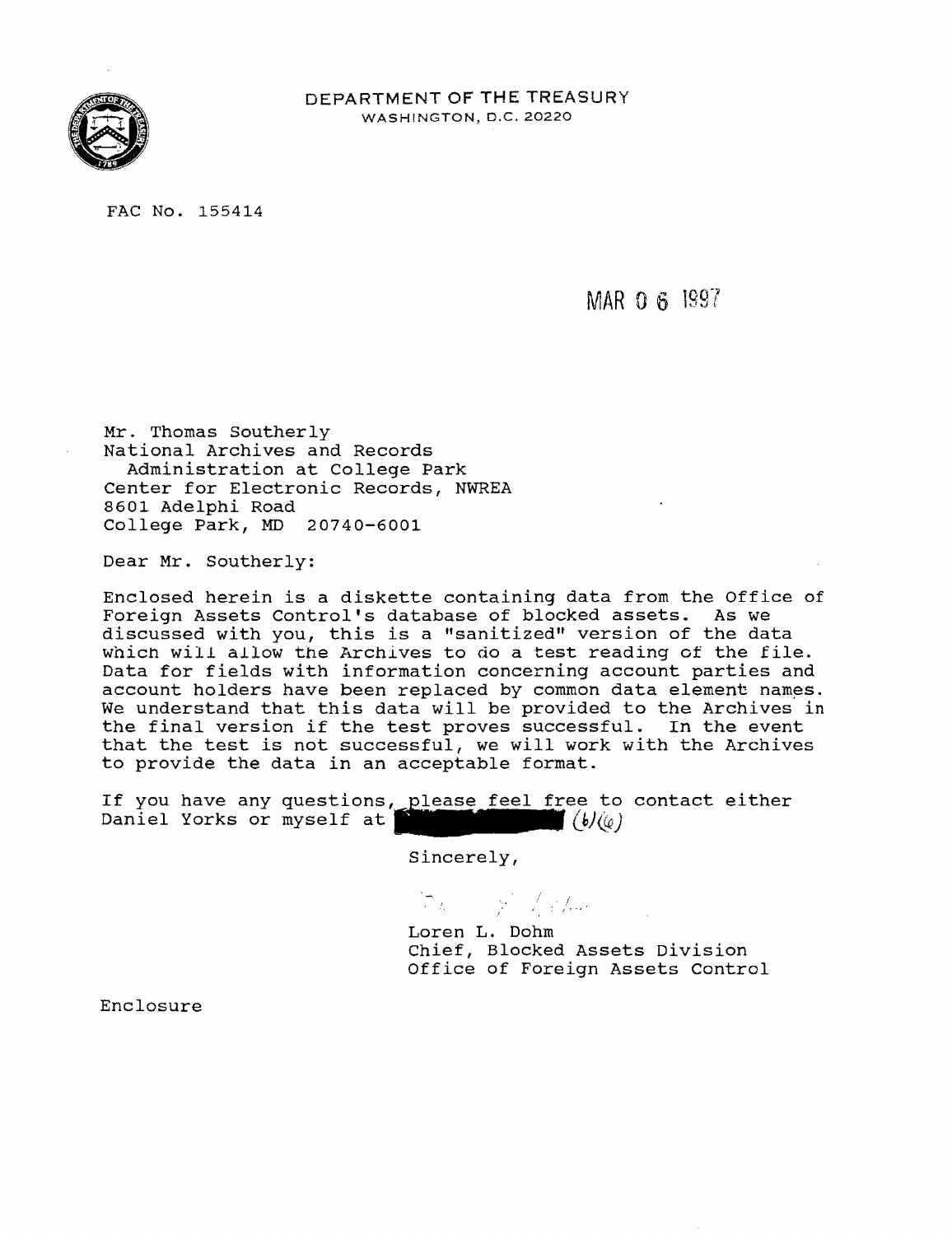DEPARTMENT OF THE TREASURY
WASHINGTON, D.C. 20220

FAC No. 155414

MAR 06 1997

Mr. Thomas Southerly
National Archives and Records
Administration at College Park
Center for Electronic Records, NWREA
8601 Adelphi Road
College Park, MD 20740-6001

Dear Mr. Southerly:

Enclosed herein is a diskette containing data from the Office of Foreign Assets Control's database of blocked assets. As we discussed with you, this is a "sanitized" version of the data which will allow the Archives to do a test reading of the file. Data for fields with information concerning account parties and account holders have been replaced by common data element names. We understand that this data will be provided to the Archives in the final version if the test proves successful. In the event that the test is not successful, we will work with the Archives to provide the data in an acceptable format.

If you have any questions, please feel free to contact either Daniel Yorks or myself at [redacted] (b)(6)

Sincerely,

Loren L. Dohm
Chief, Blocked Assets Division
Office of Foreign Assets Control

Enclosure